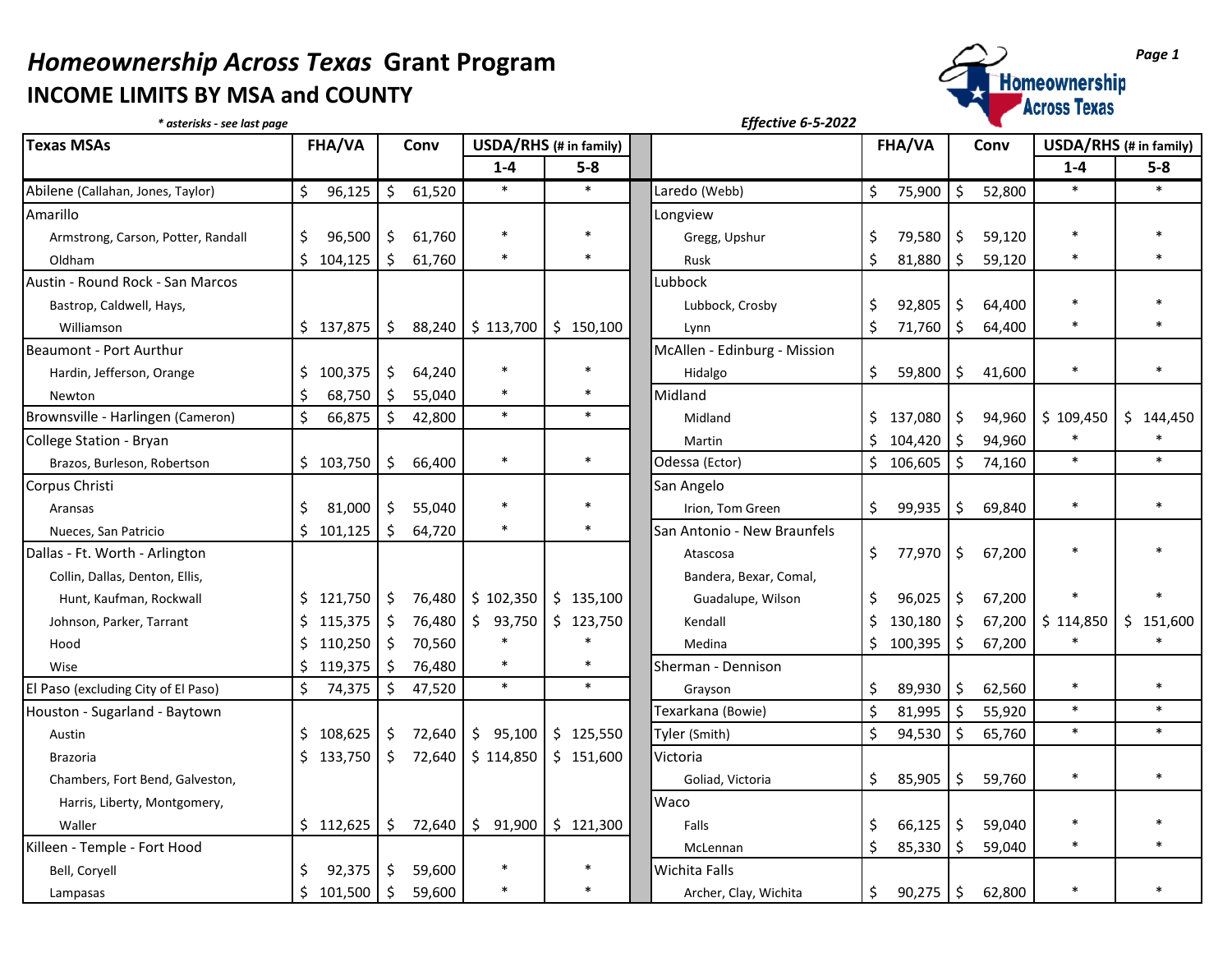# *Homeownership Across Texas* Grant Program

## INCOME LIMITS BY MSA and COUNTY

*\* asterisks - see last page*

***Effective 6-5-2022***

| Texas MSAs | FHA/VA | Conv | USDA/RHS (# in family) | |
|---|---|---|---|---|
| | | | 1-4 | 5-8 |
| Abilene (Callahan, Jones, Taylor) | $ 96,125 | $ 61,520 | * | * |
| Amarillo | | | | |
| Armstrong, Carson, Potter, Randall | $ 96,500 | $ 61,760 | * | * |
| Oldham | $ 104,125 | $ 61,760 | * | * |
| Austin - Round Rock - San Marcos | | | | |
| Bastrop, Caldwell, Hays, Williamson | $ 137,875 | $ 88,240 | $ 113,700 | $ 150,100 |
| Beaumont - Port Aurthur | | | | |
| Hardin, Jefferson, Orange | $ 100,375 | $ 64,240 | * | * |
| Newton | $ 68,750 | $ 55,040 | * | * |
| Brownsville - Harlingen (Cameron) | $ 66,875 | $ 42,800 | * | * |
| College Station - Bryan | | | | |
| Brazos, Burleson, Robertson | $ 103,750 | $ 66,400 | * | * |
| Corpus Christi | | | | |
| Aransas | $ 81,000 | $ 55,040 | * | * |
| Nueces, San Patricio | $ 101,125 | $ 64,720 | * | * |
| Dallas - Ft. Worth - Arlington | | | | |
| Collin, Dallas, Denton, Ellis, Hunt, Kaufman, Rockwall | $ 121,750 | $ 76,480 | $ 102,350 | $ 135,100 |
| Johnson, Parker, Tarrant | $ 115,375 | $ 76,480 | $ 93,750 | $ 123,750 |
| Hood | $ 110,250 | $ 70,560 | * | * |
| Wise | $ 119,375 | $ 76,480 | * | * |
| El Paso (excluding City of El Paso) | $ 74,375 | $ 47,520 | * | * |
| Houston - Sugarland - Baytown | | | | |
| Austin | $ 108,625 | $ 72,640 | $ 95,100 | $ 125,550 |
| Brazoria | $ 133,750 | $ 72,640 | $ 114,850 | $ 151,600 |
| Chambers, Fort Bend, Galveston, Harris, Liberty, Montgomery, Waller | $ 112,625 | $ 72,640 | $ 91,900 | $ 121,300 |
| Killeen - Temple - Fort Hood | | | | |
| Bell, Coryell | $ 92,375 | $ 59,600 | * | * |
| Lampasas | $ 101,500 | $ 59,600 | * | * |
| Laredo (Webb) | $ 75,900 | $ 52,800 | * | * |
| Longview | | | | |
| Gregg, Upshur | $ 79,580 | $ 59,120 | * | * |
| Rusk | $ 81,880 | $ 59,120 | * | * |
| Lubbock | | | | |
| Lubbock, Crosby | $ 92,805 | $ 64,400 | * | * |
| Lynn | $ 71,760 | $ 64,400 | * | * |
| McAllen - Edinburg - Mission | | | | |
| Hidalgo | $ 59,800 | $ 41,600 | * | * |
| Midland | | | | |
| Midland | $ 137,080 | $ 94,960 | $ 109,450 | $ 144,450 |
| Martin | $ 104,420 | $ 94,960 | * | * |
| Odessa (Ector) | $ 106,605 | $ 74,160 | * | * |
| San Angelo | | | | |
| Irion, Tom Green | $ 99,935 | $ 69,840 | * | * |
| San Antonio - New Braunfels | | | | |
| Atascosa | $ 77,970 | $ 67,200 | * | * |
| Bandera, Bexar, Comal, Guadalupe, Wilson | $ 96,025 | $ 67,200 | * | * |
| Kendall | $ 130,180 | $ 67,200 | $ 114,850 | $ 151,600 |
| Medina | $ 100,395 | $ 67,200 | * | * |
| Sherman - Dennison | | | | |
| Grayson | $ 89,930 | $ 62,560 | * | * |
| Texarkana (Bowie) | $ 81,995 | $ 55,920 | * | * |
| Tyler (Smith) | $ 94,530 | $ 65,760 | * | * |
| Victoria | | | | |
| Goliad, Victoria | $ 85,905 | $ 59,760 | * | * |
| Waco | | | | |
| Falls | $ 66,125 | $ 59,040 | * | * |
| McLennan | $ 85,330 | $ 59,040 | * | * |
| Wichita Falls | | | | |
| Archer, Clay, Wichita | $ 90,275 | $ 62,800 | * | * |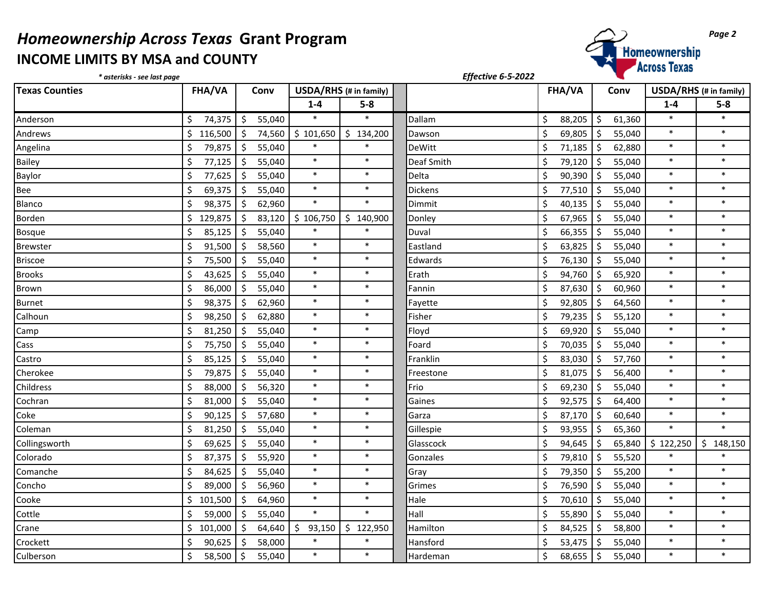# *Homeownership Across Texas* Grant Program

## INCOME LIMITS BY MSA and COUNTY

*\* asterisks - see last page*

*Effective 6-5-2022*

| Texas Counties | FHA/VA | Conv | USDA/RHS (# in family) | | | FHA/VA | Conv | USDA/RHS (# in family) | |
|---|---|---|---|---|---|---|---|---|---|
| | | | 1-4 | 5-8 | | | | 1-4 | 5-8 |
| Anderson | $ 74,375 | $ 55,040 | * | * | Dallam | $ 88,205 | $ 61,360 | * | * |
| Andrews | $ 116,500 | $ 74,560 | $ 101,650 | $ 134,200 | Dawson | $ 69,805 | $ 55,040 | * | * |
| Angelina | $ 79,875 | $ 55,040 | * | * | DeWitt | $ 71,185 | $ 62,880 | * | * |
| Bailey | $ 77,125 | $ 55,040 | * | * | Deaf Smith | $ 79,120 | $ 55,040 | * | * |
| Baylor | $ 77,625 | $ 55,040 | * | * | Delta | $ 90,390 | $ 55,040 | * | * |
| Bee | $ 69,375 | $ 55,040 | * | * | Dickens | $ 77,510 | $ 55,040 | * | * |
| Blanco | $ 98,375 | $ 62,960 | * | * | Dimmit | $ 40,135 | $ 55,040 | * | * |
| Borden | $ 129,875 | $ 83,120 | $ 106,750 | $ 140,900 | Donley | $ 67,965 | $ 55,040 | * | * |
| Bosque | $ 85,125 | $ 55,040 | * | * | Duval | $ 66,355 | $ 55,040 | * | * |
| Brewster | $ 91,500 | $ 58,560 | * | * | Eastland | $ 63,825 | $ 55,040 | * | * |
| Briscoe | $ 75,500 | $ 55,040 | * | * | Edwards | $ 76,130 | $ 55,040 | * | * |
| Brooks | $ 43,625 | $ 55,040 | * | * | Erath | $ 94,760 | $ 65,920 | * | * |
| Brown | $ 86,000 | $ 55,040 | * | * | Fannin | $ 87,630 | $ 60,960 | * | * |
| Burnet | $ 98,375 | $ 62,960 | * | * | Fayette | $ 92,805 | $ 64,560 | * | * |
| Calhoun | $ 98,250 | $ 62,880 | * | * | Fisher | $ 79,235 | $ 55,120 | * | * |
| Camp | $ 81,250 | $ 55,040 | * | * | Floyd | $ 69,920 | $ 55,040 | * | * |
| Cass | $ 75,750 | $ 55,040 | * | * | Foard | $ 70,035 | $ 55,040 | * | * |
| Castro | $ 85,125 | $ 55,040 | * | * | Franklin | $ 83,030 | $ 57,760 | * | * |
| Cherokee | $ 79,875 | $ 55,040 | * | * | Freestone | $ 81,075 | $ 56,400 | * | * |
| Childress | $ 88,000 | $ 56,320 | * | * | Frio | $ 69,230 | $ 55,040 | * | * |
| Cochran | $ 81,000 | $ 55,040 | * | * | Gaines | $ 92,575 | $ 64,400 | * | * |
| Coke | $ 90,125 | $ 57,680 | * | * | Garza | $ 87,170 | $ 60,640 | * | * |
| Coleman | $ 81,250 | $ 55,040 | * | * | Gillespie | $ 93,955 | $ 65,360 | * | * |
| Collingsworth | $ 69,625 | $ 55,040 | * | * | Glasscock | $ 94,645 | $ 65,840 | $ 122,250 | $ 148,150 |
| Colorado | $ 87,375 | $ 55,920 | * | * | Gonzales | $ 79,810 | $ 55,520 | * | * |
| Comanche | $ 84,625 | $ 55,040 | * | * | Gray | $ 79,350 | $ 55,200 | * | * |
| Concho | $ 89,000 | $ 56,960 | * | * | Grimes | $ 76,590 | $ 55,040 | * | * |
| Cooke | $ 101,500 | $ 64,960 | * | * | Hale | $ 70,610 | $ 55,040 | * | * |
| Cottle | $ 59,000 | $ 55,040 | * | * | Hall | $ 55,890 | $ 55,040 | * | * |
| Crane | $ 101,000 | $ 64,640 | $ 93,150 | $ 122,950 | Hamilton | $ 84,525 | $ 58,800 | * | * |
| Crockett | $ 90,625 | $ 58,000 | * | * | Hansford | $ 53,475 | $ 55,040 | * | * |
| Culberson | $ 58,500 | $ 55,040 | * | * | Hardeman | $ 68,655 | $ 55,040 | * | * |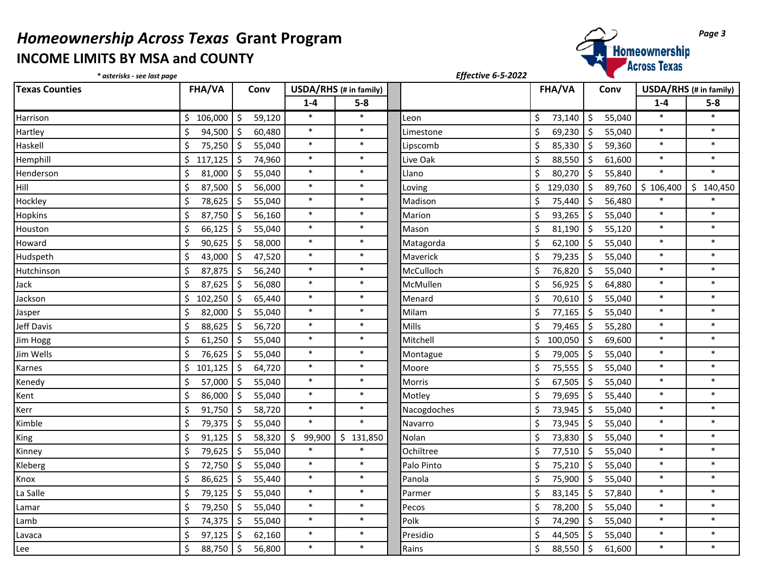# *Homeownership Across Texas* Grant Program

## INCOME LIMITS BY MSA and COUNTY

*\* asterisks - see last page*

***Effective 6-5-2022***

| Texas Counties | FHA/VA | Conv | USDA/RHS (# in family) | | | FHA/VA | Conv | USDA/RHS (# in family) | |
|---|---|---|---|---|---|---|---|---|---|
| | | | 1-4 | 5-8 | | | | 1-4 | 5-8 |
| Harrison | $ 106,000 | $ 59,120 | * | * | Leon | $ 73,140 | $ 55,040 | * | * |
| Hartley | $ 94,500 | $ 60,480 | * | * | Limestone | $ 69,230 | $ 55,040 | * | * |
| Haskell | $ 75,250 | $ 55,040 | * | * | Lipscomb | $ 85,330 | $ 59,360 | * | * |
| Hemphill | $ 117,125 | $ 74,960 | * | * | Live Oak | $ 88,550 | $ 61,600 | * | * |
| Henderson | $ 81,000 | $ 55,040 | * | * | Llano | $ 80,270 | $ 55,840 | * | * |
| Hill | $ 87,500 | $ 56,000 | * | * | Loving | $ 129,030 | $ 89,760 | $ 106,400 | $ 140,450 |
| Hockley | $ 78,625 | $ 55,040 | * | * | Madison | $ 75,440 | $ 56,480 | * | * |
| Hopkins | $ 87,750 | $ 56,160 | * | * | Marion | $ 93,265 | $ 55,040 | * | * |
| Houston | $ 66,125 | $ 55,040 | * | * | Mason | $ 81,190 | $ 55,120 | * | * |
| Howard | $ 90,625 | $ 58,000 | * | * | Matagorda | $ 62,100 | $ 55,040 | * | * |
| Hudspeth | $ 43,000 | $ 47,520 | * | * | Maverick | $ 79,235 | $ 55,040 | * | * |
| Hutchinson | $ 87,875 | $ 56,240 | * | * | McCulloch | $ 76,820 | $ 55,040 | * | * |
| Jack | $ 87,625 | $ 56,080 | * | * | McMullen | $ 56,925 | $ 64,880 | * | * |
| Jackson | $ 102,250 | $ 65,440 | * | * | Menard | $ 70,610 | $ 55,040 | * | * |
| Jasper | $ 82,000 | $ 55,040 | * | * | Milam | $ 77,165 | $ 55,040 | * | * |
| Jeff Davis | $ 88,625 | $ 56,720 | * | * | Mills | $ 79,465 | $ 55,280 | * | * |
| Jim Hogg | $ 61,250 | $ 55,040 | * | * | Mitchell | $ 100,050 | $ 69,600 | * | * |
| Jim Wells | $ 76,625 | $ 55,040 | * | * | Montague | $ 79,005 | $ 55,040 | * | * |
| Karnes | $ 101,125 | $ 64,720 | * | * | Moore | $ 75,555 | $ 55,040 | * | * |
| Kenedy | $ 57,000 | $ 55,040 | * | * | Morris | $ 67,505 | $ 55,040 | * | * |
| Kent | $ 86,000 | $ 55,040 | * | * | Motley | $ 79,695 | $ 55,440 | * | * |
| Kerr | $ 91,750 | $ 58,720 | * | * | Nacogdoches | $ 73,945 | $ 55,040 | * | * |
| Kimble | $ 79,375 | $ 55,040 | * | * | Navarro | $ 73,945 | $ 55,040 | * | * |
| King | $ 91,125 | $ 58,320 | $ 99,900 | $ 131,850 | Nolan | $ 73,830 | $ 55,040 | * | * |
| Kinney | $ 79,625 | $ 55,040 | * | * | Ochiltree | $ 77,510 | $ 55,040 | * | * |
| Kleberg | $ 72,750 | $ 55,040 | * | * | Palo Pinto | $ 75,210 | $ 55,040 | * | * |
| Knox | $ 86,625 | $ 55,440 | * | * | Panola | $ 75,900 | $ 55,040 | * | * |
| La Salle | $ 79,125 | $ 55,040 | * | * | Parmer | $ 83,145 | $ 57,840 | * | * |
| Lamar | $ 79,250 | $ 55,040 | * | * | Pecos | $ 78,200 | $ 55,040 | * | * |
| Lamb | $ 74,375 | $ 55,040 | * | * | Polk | $ 74,290 | $ 55,040 | * | * |
| Lavaca | $ 97,125 | $ 62,160 | * | * | Presidio | $ 44,505 | $ 55,040 | * | * |
| Lee | $ 88,750 | $ 56,800 | * | * | Rains | $ 88,550 | $ 61,600 | * | * |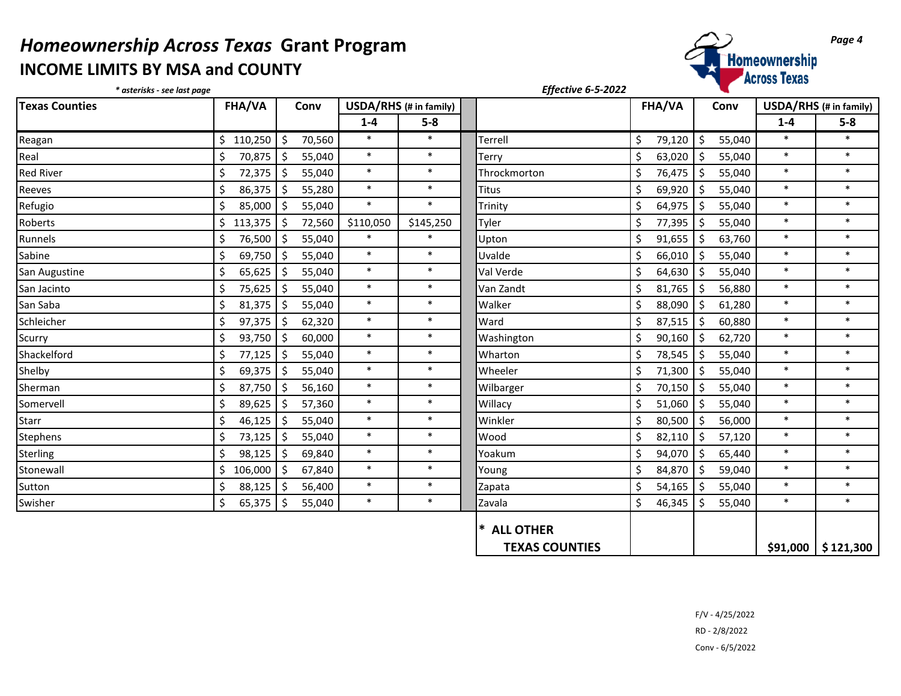# *Homeownership Across Texas* Grant Program

## INCOME LIMITS BY MSA and COUNTY

*\* asterisks - see last page*

*Effective 6-5-2022*

| Texas Counties | FHA/VA | Conv | USDA/RHS (# in family) | |
|---|---|---|---|---|
| | | | 1-4 | 5-8 |
| Reagan | $ 110,250 | $ 70,560 | * | * |
| Real | $ 70,875 | $ 55,040 | * | * |
| Red River | $ 72,375 | $ 55,040 | * | * |
| Reeves | $ 86,375 | $ 55,280 | * | * |
| Refugio | $ 85,000 | $ 55,040 | * | * |
| Roberts | $ 113,375 | $ 72,560 | $110,050 | $145,250 |
| Runnels | $ 76,500 | $ 55,040 | * | * |
| Sabine | $ 69,750 | $ 55,040 | * | * |
| San Augustine | $ 65,625 | $ 55,040 | * | * |
| San Jacinto | $ 75,625 | $ 55,040 | * | * |
| San Saba | $ 81,375 | $ 55,040 | * | * |
| Schleicher | $ 97,375 | $ 62,320 | * | * |
| Scurry | $ 93,750 | $ 60,000 | * | * |
| Shackelford | $ 77,125 | $ 55,040 | * | * |
| Shelby | $ 69,375 | $ 55,040 | * | * |
| Sherman | $ 87,750 | $ 56,160 | * | * |
| Somervell | $ 89,625 | $ 57,360 | * | * |
| Starr | $ 46,125 | $ 55,040 | * | * |
| Stephens | $ 73,125 | $ 55,040 | * | * |
| Sterling | $ 98,125 | $ 69,840 | * | * |
| Stonewall | $ 106,000 | $ 67,840 | * | * |
| Sutton | $ 88,125 | $ 56,400 | * | * |
| Swisher | $ 65,375 | $ 55,040 | * | * |
| Terrell | $ 79,120 | $ 55,040 | * | * |
| Terry | $ 63,020 | $ 55,040 | * | * |
| Throckmorton | $ 76,475 | $ 55,040 | * | * |
| Titus | $ 69,920 | $ 55,040 | * | * |
| Trinity | $ 64,975 | $ 55,040 | * | * |
| Tyler | $ 77,395 | $ 55,040 | * | * |
| Upton | $ 91,655 | $ 63,760 | * | * |
| Uvalde | $ 66,010 | $ 55,040 | * | * |
| Val Verde | $ 64,630 | $ 55,040 | * | * |
| Van Zandt | $ 81,765 | $ 56,880 | * | * |
| Walker | $ 88,090 | $ 61,280 | * | * |
| Ward | $ 87,515 | $ 60,880 | * | * |
| Washington | $ 90,160 | $ 62,720 | * | * |
| Wharton | $ 78,545 | $ 55,040 | * | * |
| Wheeler | $ 71,300 | $ 55,040 | * | * |
| Wilbarger | $ 70,150 | $ 55,040 | * | * |
| Willacy | $ 51,060 | $ 55,040 | * | * |
| Winkler | $ 80,500 | $ 56,000 | * | * |
| Wood | $ 82,110 | $ 57,120 | * | * |
| Yoakum | $ 94,070 | $ 65,440 | * | * |
| Young | $ 84,870 | $ 59,040 | * | * |
| Zapata | $ 54,165 | $ 55,040 | * | * |
| Zavala | $ 46,345 | $ 55,040 | * | * |
| **\* ALL OTHER TEXAS COUNTIES** | | | **$91,000** | **$ 121,300** |

F/V - 4/25/2022

RD - 2/8/2022

Conv - 6/5/2022